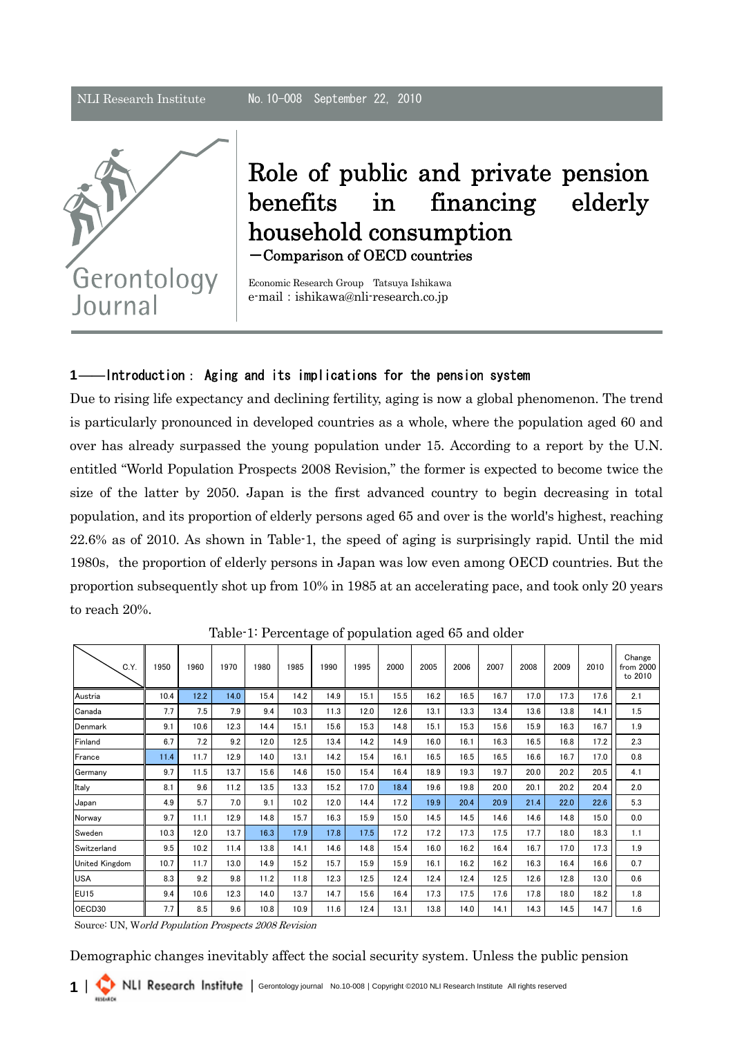NLI Research Institute No. 10-008 September 22, 2010

Gerontology Journal

# Role of public and private pension benefits in financing elderly household consumption

## —Comparison of OECD countries

Economic Research Group Tatsuya Ishikawa
e-mail：ishikawa@nli-research.co.jp

### 1——Introduction： Aging and its implications for the pension system

Due to rising life expectancy and declining fertility, aging is now a global phenomenon. The trend is particularly pronounced in developed countries as a whole, where the population aged 60 and over has already surpassed the young population under 15. According to a report by the U.N. entitled "World Population Prospects 2008 Revision," the former is expected to become twice the size of the latter by 2050. Japan is the first advanced country to begin decreasing in total population, and its proportion of elderly persons aged 65 and over is the world's highest, reaching 22.6% as of 2010. As shown in Table-1, the speed of aging is surprisingly rapid. Until the mid 1980s, the proportion of elderly persons in Japan was low even among OECD countries. But the proportion subsequently shot up from 10% in 1985 at an accelerating pace, and took only 20 years to reach 20%.

Table-1: Percentage of population aged 65 and older

| C.Y. | 1950 | 1960 | 1970 | 1980 | 1985 | 1990 | 1995 | 2000 | 2005 | 2006 | 2007 | 2008 | 2009 | 2010 | Change from 2000 to 2010 |
|---|---|---|---|---|---|---|---|---|---|---|---|---|---|---|---|
| Austria | 10.4 | 12.2 | 14.0 | 15.4 | 14.2 | 14.9 | 15.1 | 15.5 | 16.2 | 16.5 | 16.7 | 17.0 | 17.3 | 17.6 | 2.1 |
| Canada | 7.7 | 7.5 | 7.9 | 9.4 | 10.3 | 11.3 | 12.0 | 12.6 | 13.1 | 13.3 | 13.4 | 13.6 | 13.8 | 14.1 | 1.5 |
| Denmark | 9.1 | 10.6 | 12.3 | 14.4 | 15.1 | 15.6 | 15.3 | 14.8 | 15.1 | 15.3 | 15.6 | 15.9 | 16.3 | 16.7 | 1.9 |
| Finland | 6.7 | 7.2 | 9.2 | 12.0 | 12.5 | 13.4 | 14.2 | 14.9 | 16.0 | 16.1 | 16.3 | 16.5 | 16.8 | 17.2 | 2.3 |
| France | 11.4 | 11.7 | 12.9 | 14.0 | 13.1 | 14.2 | 15.4 | 16.1 | 16.5 | 16.5 | 16.5 | 16.6 | 16.7 | 17.0 | 0.8 |
| Germany | 9.7 | 11.5 | 13.7 | 15.6 | 14.6 | 15.0 | 15.4 | 16.4 | 18.9 | 19.3 | 19.7 | 20.0 | 20.2 | 20.5 | 4.1 |
| Italy | 8.1 | 9.6 | 11.2 | 13.5 | 13.3 | 15.2 | 17.0 | 18.4 | 19.6 | 19.8 | 20.0 | 20.1 | 20.2 | 20.4 | 2.0 |
| Japan | 4.9 | 5.7 | 7.0 | 9.1 | 10.2 | 12.0 | 14.4 | 17.2 | 19.9 | 20.4 | 20.9 | 21.4 | 22.0 | 22.6 | 5.3 |
| Norway | 9.7 | 11.1 | 12.9 | 14.8 | 15.7 | 16.3 | 15.9 | 15.0 | 14.5 | 14.5 | 14.6 | 14.6 | 14.8 | 15.0 | 0.0 |
| Sweden | 10.3 | 12.0 | 13.7 | 16.3 | 17.9 | 17.8 | 17.5 | 17.2 | 17.2 | 17.3 | 17.5 | 17.7 | 18.0 | 18.3 | 1.1 |
| Switzerland | 9.5 | 10.2 | 11.4 | 13.8 | 14.1 | 14.6 | 14.8 | 15.4 | 16.0 | 16.2 | 16.4 | 16.7 | 17.0 | 17.3 | 1.9 |
| United Kingdom | 10.7 | 11.7 | 13.0 | 14.9 | 15.2 | 15.7 | 15.9 | 15.9 | 16.1 | 16.2 | 16.2 | 16.3 | 16.4 | 16.6 | 0.7 |
| USA | 8.3 | 9.2 | 9.8 | 11.2 | 11.8 | 12.3 | 12.5 | 12.4 | 12.4 | 12.4 | 12.5 | 12.6 | 12.8 | 13.0 | 0.6 |
| EU15 | 9.4 | 10.6 | 12.3 | 14.0 | 13.7 | 14.7 | 15.6 | 16.4 | 17.3 | 17.5 | 17.6 | 17.8 | 18.0 | 18.2 | 1.8 |
| OECD30 | 7.7 | 8.5 | 9.6 | 10.8 | 10.9 | 11.6 | 12.4 | 13.1 | 13.8 | 14.0 | 14.1 | 14.3 | 14.5 | 14.7 | 1.6 |

Source: UN, W*orld Population Prospects 2008 Revision*

Demographic changes inevitably affect the social security system. Unless the public pension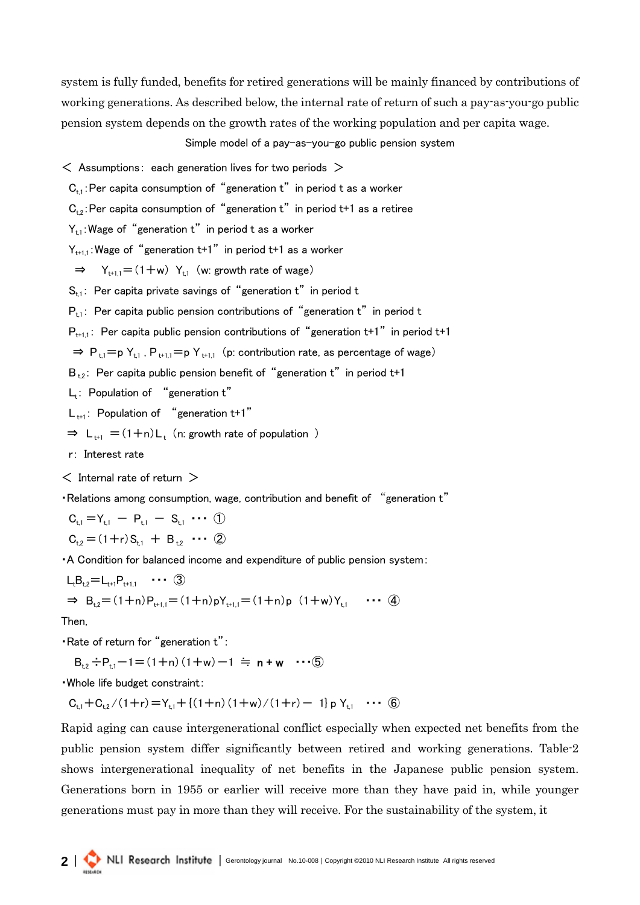system is fully funded, benefits for retired generations will be mainly financed by contributions of working generations. As described below, the internal rate of return of such a pay-as-you-go public pension system depends on the growth rates of the working population and per capita wage.

Simple model of a pay-as-you-go public pension system

< Assumptions: each generation lives for two periods >

$C_{t,1}$: Per capita consumption of "generation t" in period t as a worker

$C_{t,2}$: Per capita consumption of "generation t" in period t+1 as a retiree

$Y_{t,1}$: Wage of "generation t" in period t as a worker

$Y_{t+1,1}$: Wage of "generation t+1" in period t+1 as a worker

$\Rightarrow \quad Y_{t+1,1} = (1+w)\, Y_{t,1}$ (w: growth rate of wage)

$S_{t,1}$: Per capita private savings of "generation t" in period t

$P_{t,1}$: Per capita public pension contributions of "generation t" in period t

$P_{t+1,1}$: Per capita public pension contributions of "generation t+1" in period t+1

$\Rightarrow\ P_{t,1} = p\, Y_{t,1}$ , $P_{t+1,1} = p\, Y_{t+1,1}$ (p: contribution rate, as percentage of wage)

$B_{t,2}$: Per capita public pension benefit of "generation t" in period t+1

$L_t$: Population of "generation t"

$L_{t+1}$: Population of "generation t+1"

$\Rightarrow\ L_{t+1} = (1+n)L_t$ (n: growth rate of population )

r: Interest rate

< Internal rate of return >

・Relations among consumption, wage, contribution and benefit of "generation t"

$C_{t,1} = Y_{t,1} - P_{t,1} - S_{t,1}$ ・・・ ①

$C_{t,2} = (1+r)S_{t,1} + B_{t,2}$ ・・・ ②

・A Condition for balanced income and expenditure of public pension system:

$L_t B_{t,2} = L_{t+1} P_{t+1,1}$ ・・・ ③

$\Rightarrow\ B_{t,2} = (1+n)P_{t+1,1} = (1+n)pY_{t+1,1} = (1+n)p\,(1+w)Y_{t,1}$ ・・・ ④

Then,

・Rate of return for "generation t":

$B_{t,2} \div P_{t,1} - 1 = (1+n)(1+w) - 1 \fallingdotseq \mathbf{n + w}$ ・・・⑤

・Whole life budget constraint:

$C_{t,1} + C_{t,2}/(1+r) = Y_{t,1} + \{(1+n)(1+w)/(1+r) - 1\}\, p\, Y_{t,1}$ ・・・ ⑥

Rapid aging can cause intergenerational conflict especially when expected net benefits from the public pension system differ significantly between retired and working generations. Table-2 shows intergenerational inequality of net benefits in the Japanese public pension system. Generations born in 1955 or earlier will receive more than they have paid in, while younger generations must pay in more than they will receive. For the sustainability of the system, it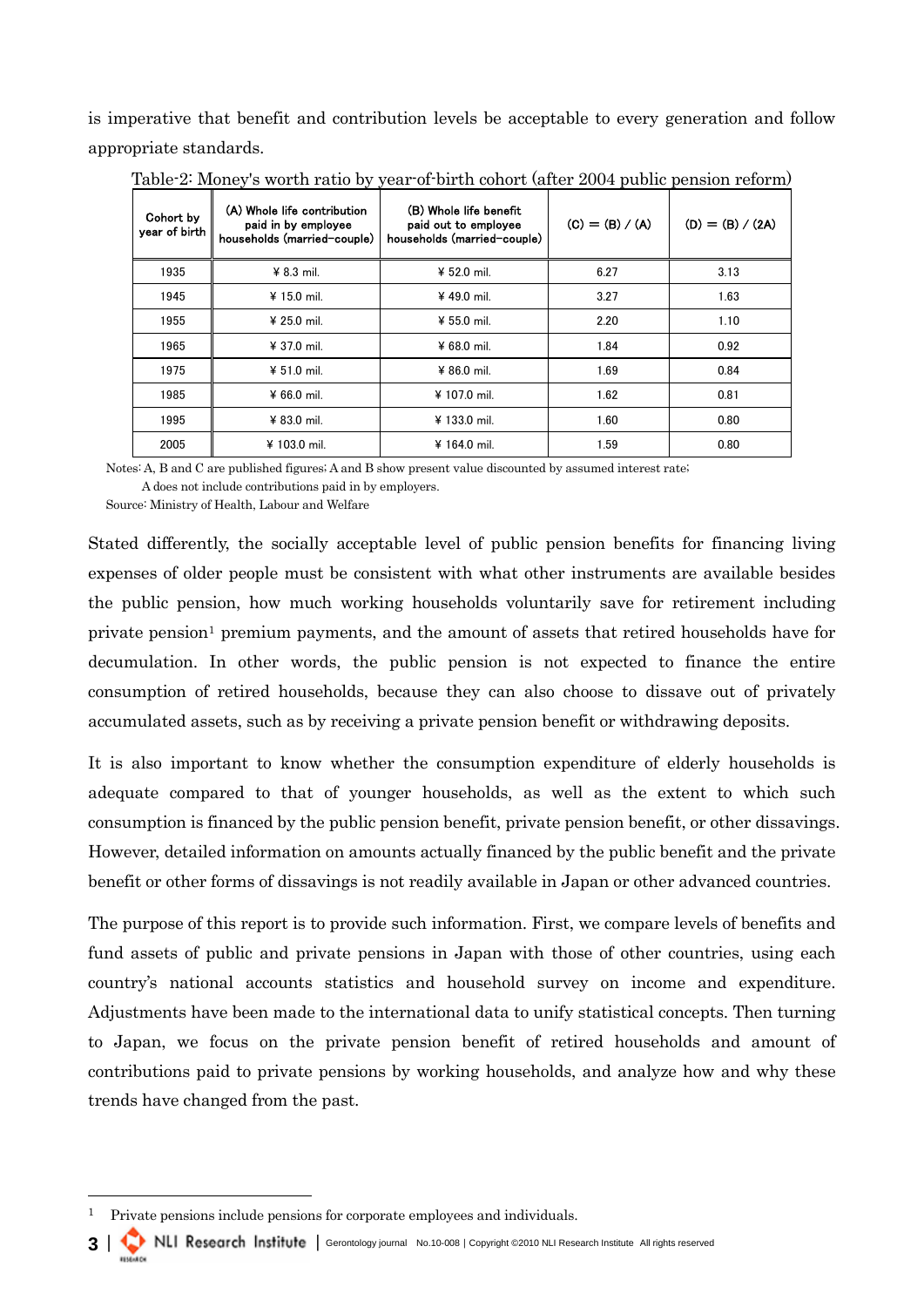is imperative that benefit and contribution levels be acceptable to every generation and follow appropriate standards.

Table-2: Money's worth ratio by year-of-birth cohort (after 2004 public pension reform)

| Cohort by year of birth | (A) Whole life contribution paid in by employee households (married-couple) | (B) Whole life benefit paid out to employee households (married-couple) | (C) = (B) / (A) | (D) = (B) / (2A) |
|---|---|---|---|---|
| 1935 | ¥ 8.3 mil. | ¥ 52.0 mil. | 6.27 | 3.13 |
| 1945 | ¥ 15.0 mil. | ¥ 49.0 mil. | 3.27 | 1.63 |
| 1955 | ¥ 25.0 mil. | ¥ 55.0 mil. | 2.20 | 1.10 |
| 1965 | ¥ 37.0 mil. | ¥ 68.0 mil. | 1.84 | 0.92 |
| 1975 | ¥ 51.0 mil. | ¥ 86.0 mil. | 1.69 | 0.84 |
| 1985 | ¥ 66.0 mil. | ¥ 107.0 mil. | 1.62 | 0.81 |
| 1995 | ¥ 83.0 mil. | ¥ 133.0 mil. | 1.60 | 0.80 |
| 2005 | ¥ 103.0 mil. | ¥ 164.0 mil. | 1.59 | 0.80 |

Notes: A, B and C are published figures; A and B show present value discounted by assumed interest rate;
A does not include contributions paid in by employers.
Source: Ministry of Health, Labour and Welfare

Stated differently, the socially acceptable level of public pension benefits for financing living expenses of older people must be consistent with what other instruments are available besides the public pension, how much working households voluntarily save for retirement including private pension[1] premium payments, and the amount of assets that retired households have for decumulation. In other words, the public pension is not expected to finance the entire consumption of retired households, because they can also choose to dissave out of privately accumulated assets, such as by receiving a private pension benefit or withdrawing deposits.

It is also important to know whether the consumption expenditure of elderly households is adequate compared to that of younger households, as well as the extent to which such consumption is financed by the public pension benefit, private pension benefit, or other dissavings. However, detailed information on amounts actually financed by the public benefit and the private benefit or other forms of dissavings is not readily available in Japan or other advanced countries.

The purpose of this report is to provide such information. First, we compare levels of benefits and fund assets of public and private pensions in Japan with those of other countries, using each country's national accounts statistics and household survey on income and expenditure. Adjustments have been made to the international data to unify statistical concepts. Then turning to Japan, we focus on the private pension benefit of retired households and amount of contributions paid to private pensions by working households, and analyze how and why these trends have changed from the past.

[1] Private pensions include pensions for corporate employees and individuals.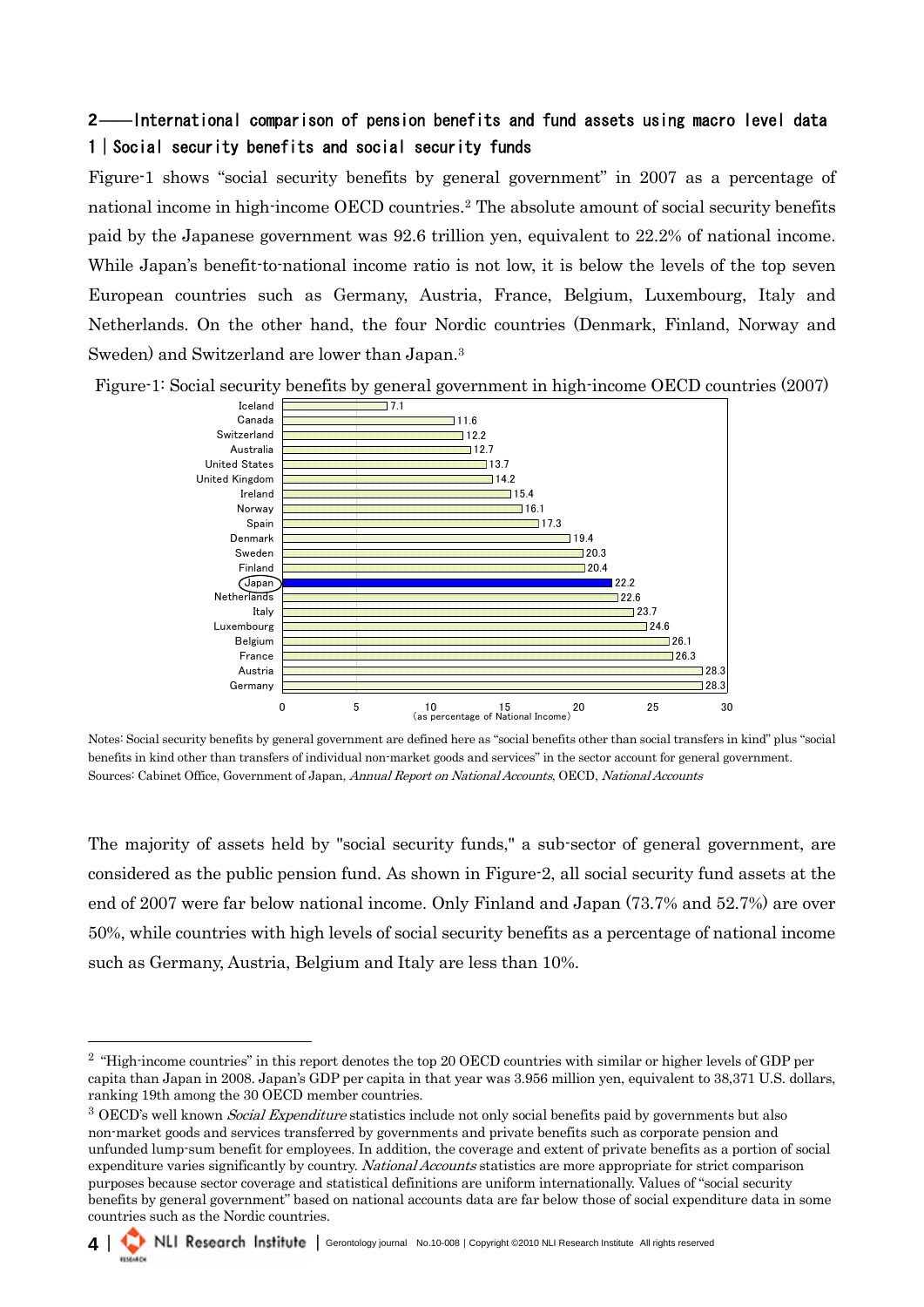## 2――International comparison of pension benefits and fund assets using macro level data

### 1｜Social security benefits and social security funds

Figure-1 shows "social security benefits by general government" in 2007 as a percentage of national income in high-income OECD countries.[2] The absolute amount of social security benefits paid by the Japanese government was 92.6 trillion yen, equivalent to 22.2% of national income. While Japan's benefit-to-national income ratio is not low, it is below the levels of the top seven European countries such as Germany, Austria, France, Belgium, Luxembourg, Italy and Netherlands. On the other hand, the four Nordic countries (Denmark, Finland, Norway and Sweden) and Switzerland are lower than Japan.[3]

Figure-1: Social security benefits by general government in high-income OECD countries (2007)

| Country | (as percentage of National Income) |
|---|---|
| Iceland | 7.1 |
| Canada | 11.6 |
| Switzerland | 12.2 |
| Australia | 12.7 |
| United States | 13.7 |
| United Kingdom | 14.2 |
| Ireland | 15.4 |
| Norway | 16.1 |
| Spain | 17.3 |
| Denmark | 19.4 |
| Sweden | 20.3 |
| Finland | 20.4 |
| Japan | 22.2 |
| Netherlands | 22.6 |
| Italy | 23.7 |
| Luxembourg | 24.6 |
| Belgium | 26.1 |
| France | 26.3 |
| Austria | 28.3 |
| Germany | 28.3 |

Notes: Social security benefits by general government are defined here as "social benefits other than social transfers in kind" plus "social benefits in kind other than transfers of individual non-market goods and services" in the sector account for general government.
Sources: Cabinet Office, Government of Japan, *Annual Report on National Accounts*, OECD, *National Accounts*

The majority of assets held by "social security funds," a sub-sector of general government, are considered as the public pension fund. As shown in Figure-2, all social security fund assets at the end of 2007 were far below national income. Only Finland and Japan (73.7% and 52.7%) are over 50%, while countries with high levels of social security benefits as a percentage of national income such as Germany, Austria, Belgium and Italy are less than 10%.

---

[2] "High-income countries" in this report denotes the top 20 OECD countries with similar or higher levels of GDP per capita than Japan in 2008. Japan's GDP per capita in that year was 3.956 million yen, equivalent to 38,371 U.S. dollars, ranking 19th among the 30 OECD member countries.

[3] OECD's well known *Social Expenditure* statistics include not only social benefits paid by governments but also non-market goods and services transferred by governments and private benefits such as corporate pension and unfunded lump-sum benefit for employees. In addition, the coverage and extent of private benefits as a portion of social expenditure varies significantly by country. *National Accounts* statistics are more appropriate for strict comparison purposes because sector coverage and statistical definitions are uniform internationally. Values of "social security benefits by general government" based on national accounts data are far below those of social expenditure data in some countries such as the Nordic countries.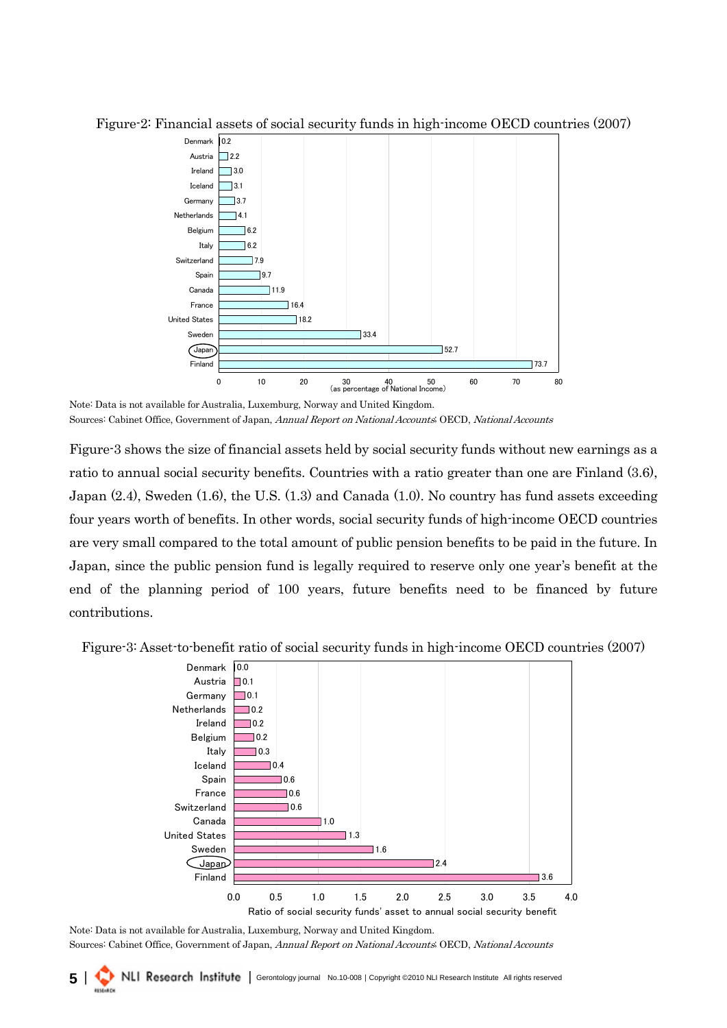Figure-2: Financial assets of social security funds in high-income OECD countries (2007)

| Country | Financial assets (as percentage of National Income) |
|---|---|
| Denmark | 0.2 |
| Austria | 2.2 |
| Ireland | 3.0 |
| Iceland | 3.1 |
| Germany | 3.7 |
| Netherlands | 4.1 |
| Belgium | 6.2 |
| Italy | 6.2 |
| Switzerland | 7.9 |
| Spain | 9.7 |
| Canada | 11.9 |
| France | 16.4 |
| United States | 18.2 |
| Sweden | 33.4 |
| Japan | 52.7 |
| Finland | 73.7 |

Note: Data is not available for Australia, Luxemburg, Norway and United Kingdom.
Sources: Cabinet Office, Government of Japan, *Annual Report on National Accounts*; OECD, *National Accounts*

Figure-3 shows the size of financial assets held by social security funds without new earnings as a ratio to annual social security benefits. Countries with a ratio greater than one are Finland (3.6), Japan (2.4), Sweden (1.6), the U.S. (1.3) and Canada (1.0). No country has fund assets exceeding four years worth of benefits. In other words, social security funds of high-income OECD countries are very small compared to the total amount of public pension benefits to be paid in the future. In Japan, since the public pension fund is legally required to reserve only one year's benefit at the end of the planning period of 100 years, future benefits need to be financed by future contributions.

Figure-3: Asset-to-benefit ratio of social security funds in high-income OECD countries (2007)

| Country | Ratio of social security funds' asset to annual social security benefit |
|---|---|
| Denmark | 0.0 |
| Austria | 0.1 |
| Germany | 0.1 |
| Netherlands | 0.2 |
| Ireland | 0.2 |
| Belgium | 0.2 |
| Italy | 0.3 |
| Iceland | 0.4 |
| Spain | 0.6 |
| France | 0.6 |
| Switzerland | 0.6 |
| Canada | 1.0 |
| United States | 1.3 |
| Sweden | 1.6 |
| Japan | 2.4 |
| Finland | 3.6 |

Note: Data is not available for Australia, Luxemburg, Norway and United Kingdom.
Sources: Cabinet Office, Government of Japan, *Annual Report on National Accounts*; OECD, *National Accounts*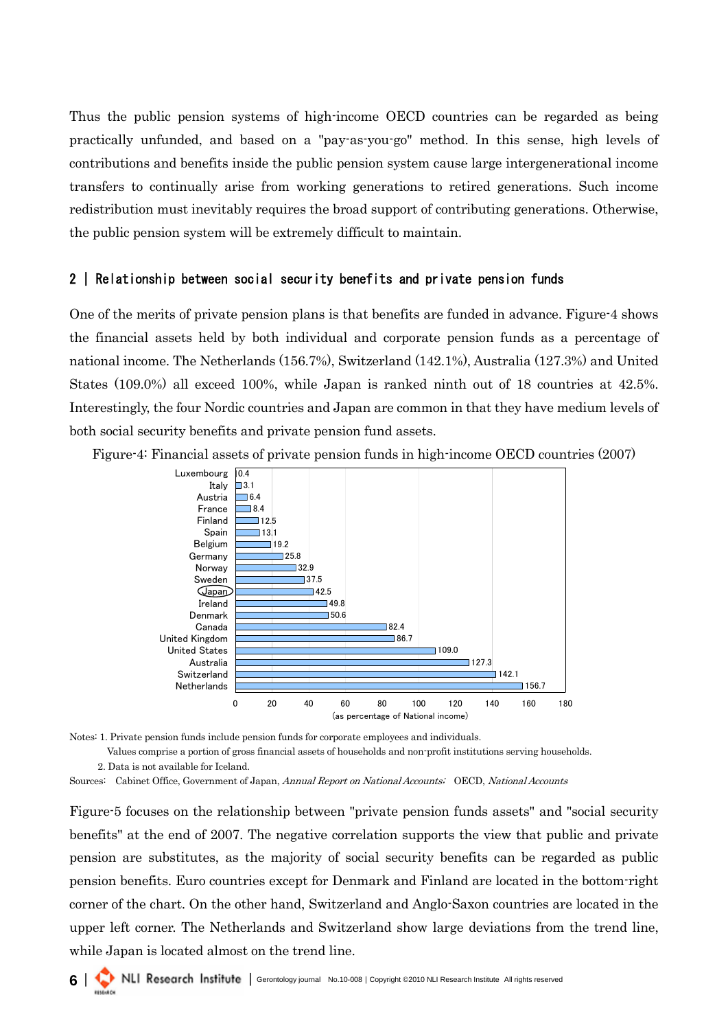Thus the public pension systems of high-income OECD countries can be regarded as being practically unfunded, and based on a "pay-as-you-go" method. In this sense, high levels of contributions and benefits inside the public pension system cause large intergenerational income transfers to continually arise from working generations to retired generations. Such income redistribution must inevitably requires the broad support of contributing generations. Otherwise, the public pension system will be extremely difficult to maintain.

## 2 | Relationship between social security benefits and private pension funds

One of the merits of private pension plans is that benefits are funded in advance. Figure-4 shows the financial assets held by both individual and corporate pension funds as a percentage of national income. The Netherlands (156.7%), Switzerland (142.1%), Australia (127.3%) and United States (109.0%) all exceed 100%, while Japan is ranked ninth out of 18 countries at 42.5%. Interestingly, the four Nordic countries and Japan are common in that they have medium levels of both social security benefits and private pension fund assets.

Figure-4: Financial assets of private pension funds in high-income OECD countries (2007)

| Country | Financial assets (as percentage of National income) |
|---|---|
| Luxembourg | 0.4 |
| Italy | 3.1 |
| Austria | 6.4 |
| France | 8.4 |
| Finland | 12.5 |
| Spain | 13.1 |
| Belgium | 19.2 |
| Germany | 25.8 |
| Norway | 32.9 |
| Sweden | 37.5 |
| Japan | 42.5 |
| Ireland | 49.8 |
| Denmark | 50.6 |
| Canada | 82.4 |
| United Kingdom | 86.7 |
| United States | 109.0 |
| Australia | 127.3 |
| Switzerland | 142.1 |
| Netherlands | 156.7 |

Notes: 1. Private pension funds include pension funds for corporate employees and individuals.
Values comprise a portion of gross financial assets of households and non-profit institutions serving households.
2. Data is not available for Iceland.

Sources: Cabinet Office, Government of Japan, *Annual Report on National Accounts*; OECD, *National Accounts*

Figure-5 focuses on the relationship between "private pension funds assets" and "social security benefits" at the end of 2007. The negative correlation supports the view that public and private pension are substitutes, as the majority of social security benefits can be regarded as public pension benefits. Euro countries except for Denmark and Finland are located in the bottom-right corner of the chart. On the other hand, Switzerland and Anglo-Saxon countries are located in the upper left corner. The Netherlands and Switzerland show large deviations from the trend line, while Japan is located almost on the trend line.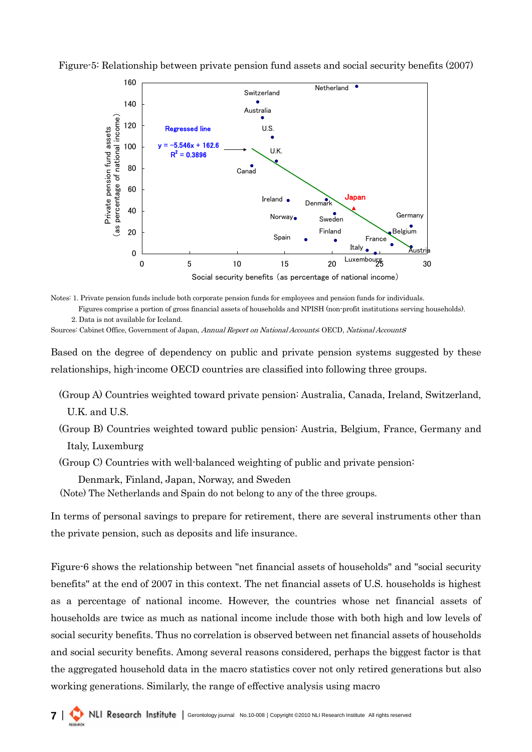Figure-5: Relationship between private pension fund assets and social security benefits (2007)

Notes: 1. Private pension funds include both corporate pension funds for employees and pension funds for individuals. Figures comprise a portion of gross financial assets of households and NPISH (non-profit institutions serving households).
2. Data is not available for Iceland.

Sources: Cabinet Office, Government of Japan, *Annual Report on National Accounts*; OECD, *National Accounts*

Based on the degree of dependency on public and private pension systems suggested by these relationships, high-income OECD countries are classified into following three groups.

(Group A) Countries weighted toward private pension: Australia, Canada, Ireland, Switzerland, U.K. and U.S.

(Group B) Countries weighted toward public pension: Austria, Belgium, France, Germany and Italy, Luxemburg

(Group C) Countries with well-balanced weighting of public and private pension: Denmark, Finland, Japan, Norway, and Sweden

(Note) The Netherlands and Spain do not belong to any of the three groups.

In terms of personal savings to prepare for retirement, there are several instruments other than the private pension, such as deposits and life insurance.

Figure-6 shows the relationship between "net financial assets of households" and "social security benefits" at the end of 2007 in this context. The net financial assets of U.S. households is highest as a percentage of national income. However, the countries whose net financial assets of households are twice as much as national income include those with both high and low levels of social security benefits. Thus no correlation is observed between net financial assets of households and social security benefits. Among several reasons considered, perhaps the biggest factor is that the aggregated household data in the macro statistics cover not only retired generations but also working generations. Similarly, the range of effective analysis using macro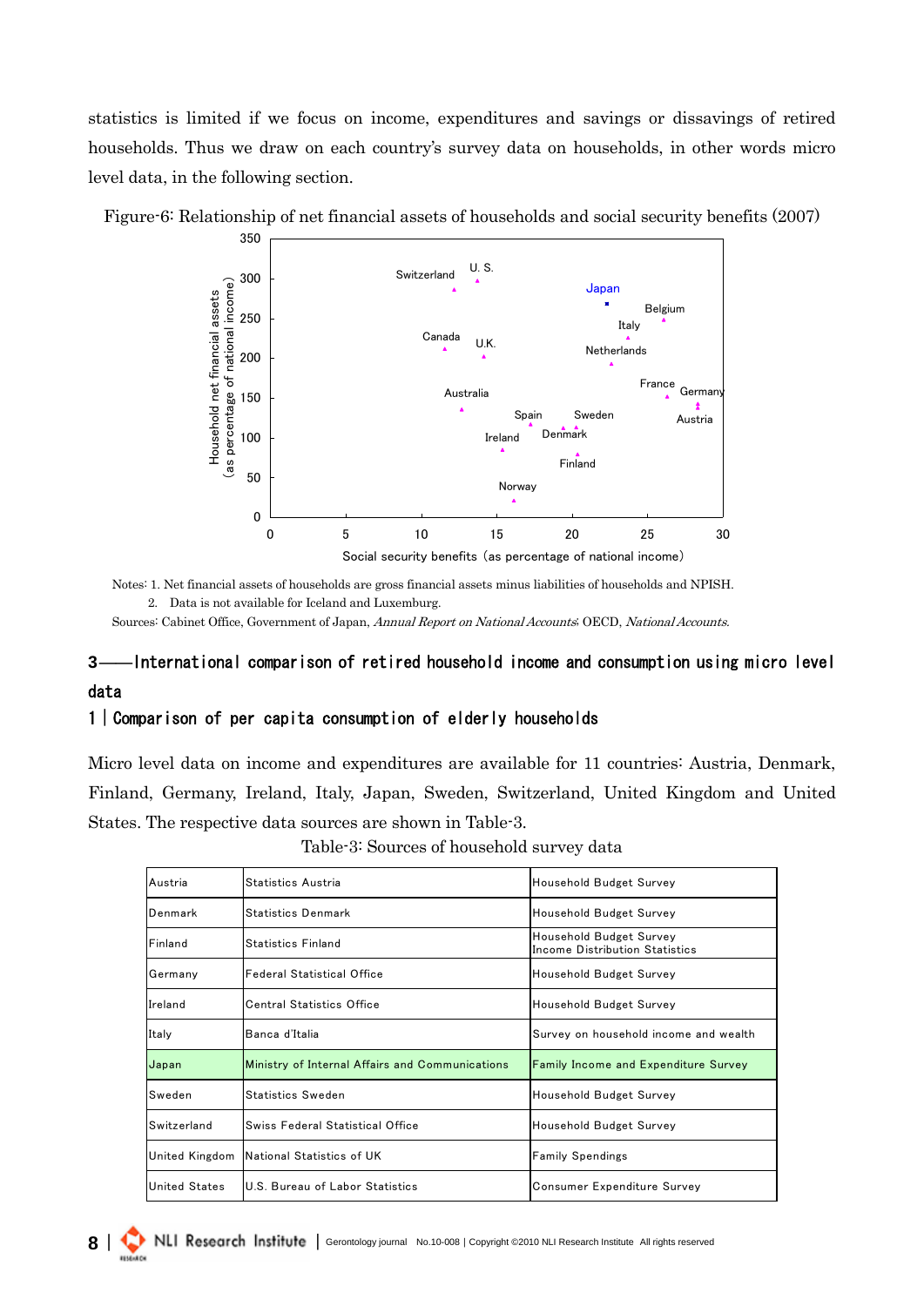statistics is limited if we focus on income, expenditures and savings or dissavings of retired households. Thus we draw on each country's survey data on households, in other words micro level data, in the following section.

Figure-6: Relationship of net financial assets of households and social security benefits (2007)

Notes: 1. Net financial assets of households are gross financial assets minus liabilities of households and NPISH.

2. Data is not available for Iceland and Luxemburg.

Sources: Cabinet Office, Government of Japan, *Annual Report on National Accounts*; OECD, *National Accounts*.

## 3——International comparison of retired household income and consumption using micro level data

### 1｜Comparison of per capita consumption of elderly households

Micro level data on income and expenditures are available for 11 countries: Austria, Denmark, Finland, Germany, Ireland, Italy, Japan, Sweden, Switzerland, United Kingdom and United States. The respective data sources are shown in Table-3.

Table-3: Sources of household survey data

| | | |
|---|---|---|
| Austria | Statistics Austria | Household Budget Survey |
| Denmark | Statistics Denmark | Household Budget Survey |
| Finland | Statistics Finland | Household Budget Survey<br>Income Distribution Statistics |
| Germany | Federal Statistical Office | Household Budget Survey |
| Ireland | Central Statistics Office | Household Budget Survey |
| Italy | Banca d'Italia | Survey on household income and wealth |
| Japan | Ministry of Internal Affairs and Communications | Family Income and Expenditure Survey |
| Sweden | Statistics Sweden | Household Budget Survey |
| Switzerland | Swiss Federal Statistical Office | Household Budget Survey |
| United Kingdom | National Statistics of UK | Family Spendings |
| United States | U.S. Bureau of Labor Statistics | Consumer Expenditure Survey |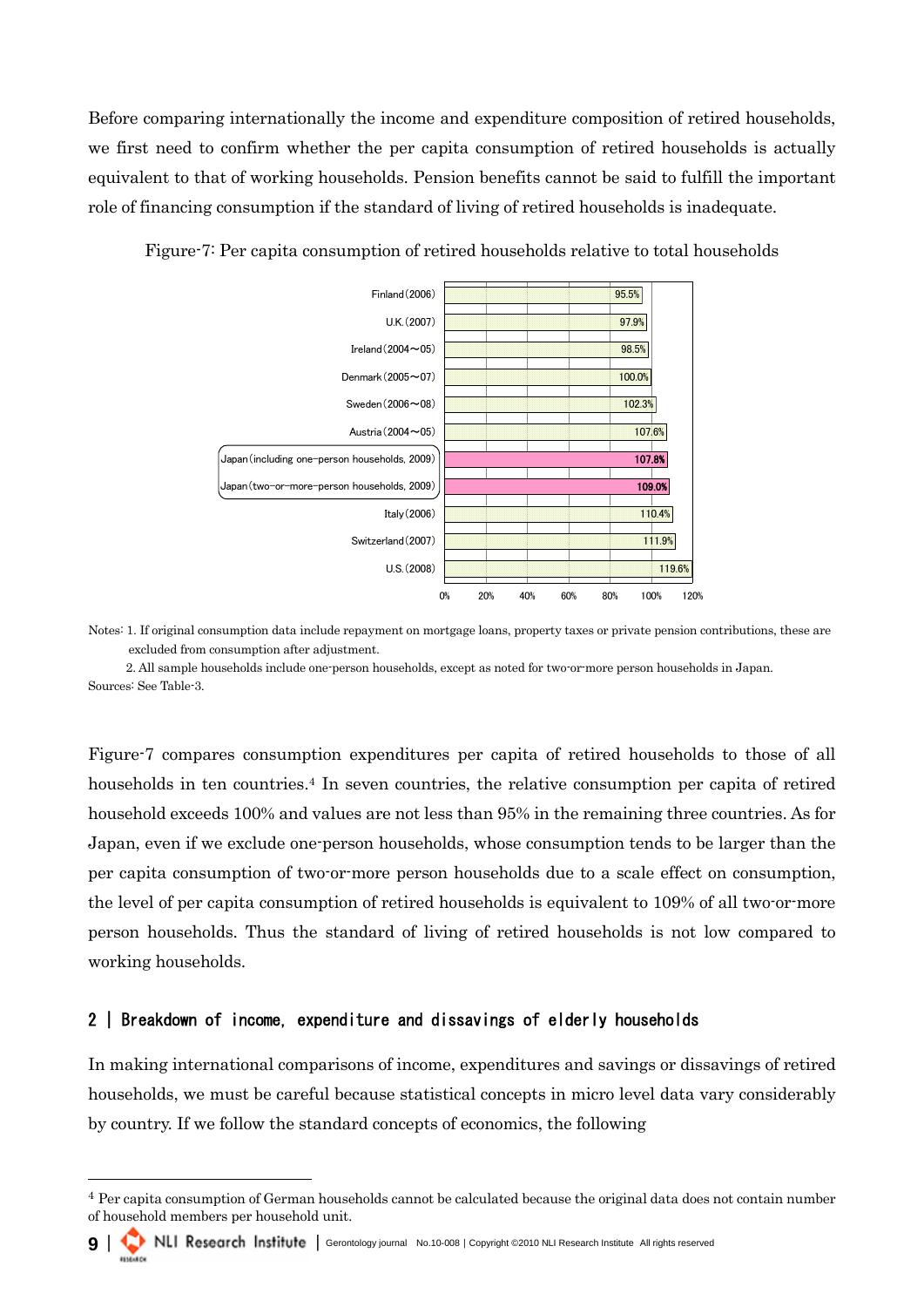Before comparing internationally the income and expenditure composition of retired households, we first need to confirm whether the per capita consumption of retired households is actually equivalent to that of working households. Pension benefits cannot be said to fulfill the important role of financing consumption if the standard of living of retired households is inadequate.

Figure-7: Per capita consumption of retired households relative to total households

| Country | Value |
|---|---|
| Finland (2006) | 95.5% |
| U.K. (2007) | 97.9% |
| Ireland (2004～05) | 98.5% |
| Denmark (2005～07) | 100.0% |
| Sweden (2006～08) | 102.3% |
| Austria (2004～05) | 107.6% |
| Japan (including one-person households, 2009) | 107.8% |
| Japan (two-or-more-person households, 2009) | 109.0% |
| Italy (2006) | 110.4% |
| Switzerland (2007) | 111.9% |
| U.S. (2008) | 119.6% |

Notes: 1. If original consumption data include repayment on mortgage loans, property taxes or private pension contributions, these are excluded from consumption after adjustment.

2. All sample households include one-person households, except as noted for two-or-more person households in Japan.

Sources: See Table-3.

Figure-7 compares consumption expenditures per capita of retired households to those of all households in ten countries.[4] In seven countries, the relative consumption per capita of retired household exceeds 100% and values are not less than 95% in the remaining three countries. As for Japan, even if we exclude one-person households, whose consumption tends to be larger than the per capita consumption of two-or-more person households due to a scale effect on consumption, the level of per capita consumption of retired households is equivalent to 109% of all two-or-more person households. Thus the standard of living of retired households is not low compared to working households.

## 2 | Breakdown of income, expenditure and dissavings of elderly households

In making international comparisons of income, expenditures and savings or dissavings of retired households, we must be careful because statistical concepts in micro level data vary considerably by country. If we follow the standard concepts of economics, the following

[4] Per capita consumption of German households cannot be calculated because the original data does not contain number of household members per household unit.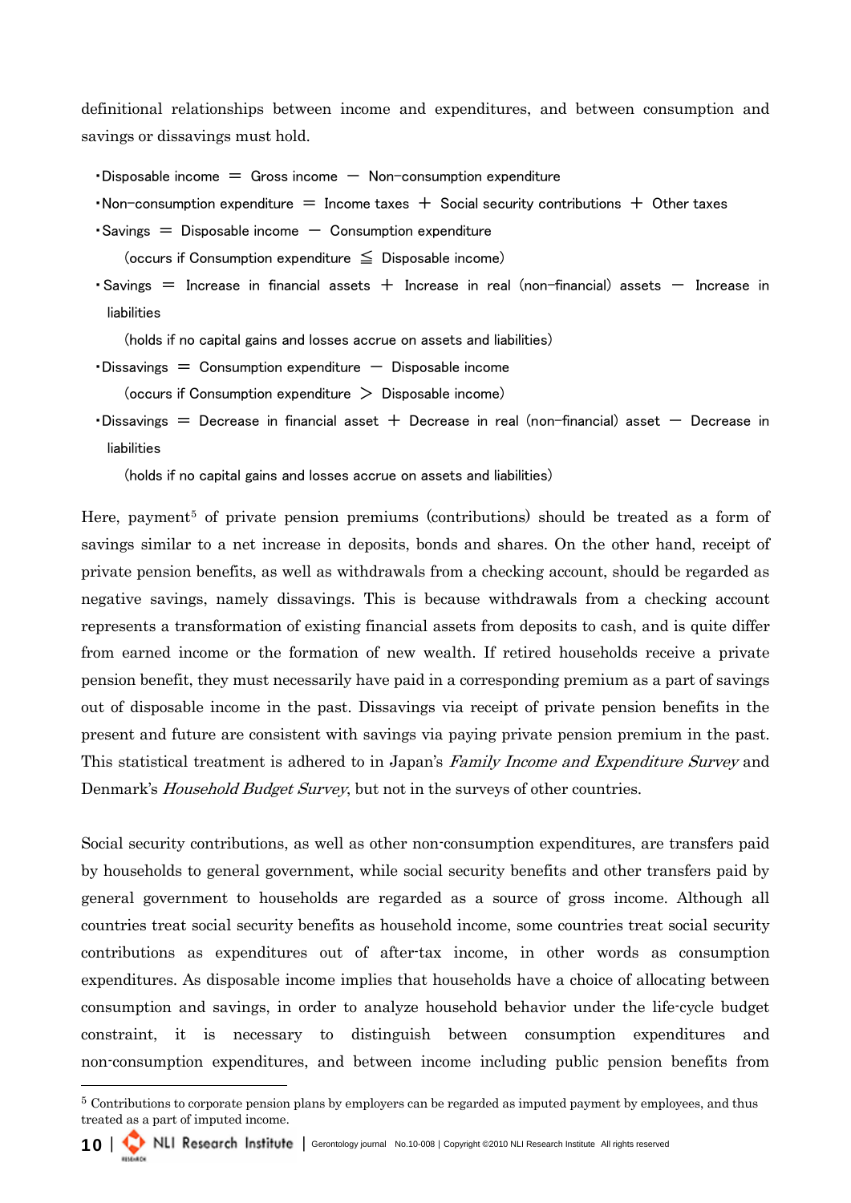definitional relationships between income and expenditures, and between consumption and savings or dissavings must hold.

- Disposable income ＝ Gross income － Non-consumption expenditure
- Non-consumption expenditure ＝ Income taxes ＋ Social security contributions ＋ Other taxes
- Savings ＝ Disposable income － Consumption expenditure

  (occurs if Consumption expenditure ≦ Disposable income)
- Savings ＝ Increase in financial assets ＋ Increase in real (non-financial) assets － Increase in liabilities

  (holds if no capital gains and losses accrue on assets and liabilities)
- Dissavings ＝ Consumption expenditure － Disposable income

  (occurs if Consumption expenditure ＞ Disposable income)
- Dissavings ＝ Decrease in financial asset ＋ Decrease in real (non-financial) asset － Decrease in liabilities

  (holds if no capital gains and losses accrue on assets and liabilities)

Here, payment[5] of private pension premiums (contributions) should be treated as a form of savings similar to a net increase in deposits, bonds and shares. On the other hand, receipt of private pension benefits, as well as withdrawals from a checking account, should be regarded as negative savings, namely dissavings. This is because withdrawals from a checking account represents a transformation of existing financial assets from deposits to cash, and is quite differ from earned income or the formation of new wealth. If retired households receive a private pension benefit, they must necessarily have paid in a corresponding premium as a part of savings out of disposable income in the past. Dissavings via receipt of private pension benefits in the present and future are consistent with savings via paying private pension premium in the past. This statistical treatment is adhered to in Japan's *Family Income and Expenditure Survey* and Denmark's *Household Budget Survey*, but not in the surveys of other countries.

Social security contributions, as well as other non-consumption expenditures, are transfers paid by households to general government, while social security benefits and other transfers paid by general government to households are regarded as a source of gross income. Although all countries treat social security benefits as household income, some countries treat social security contributions as expenditures out of after-tax income, in other words as consumption expenditures. As disposable income implies that households have a choice of allocating between consumption and savings, in order to analyze household behavior under the life-cycle budget constraint, it is necessary to distinguish between consumption expenditures and non-consumption expenditures, and between income including public pension benefits from

[5] Contributions to corporate pension plans by employers can be regarded as imputed payment by employees, and thus treated as a part of imputed income.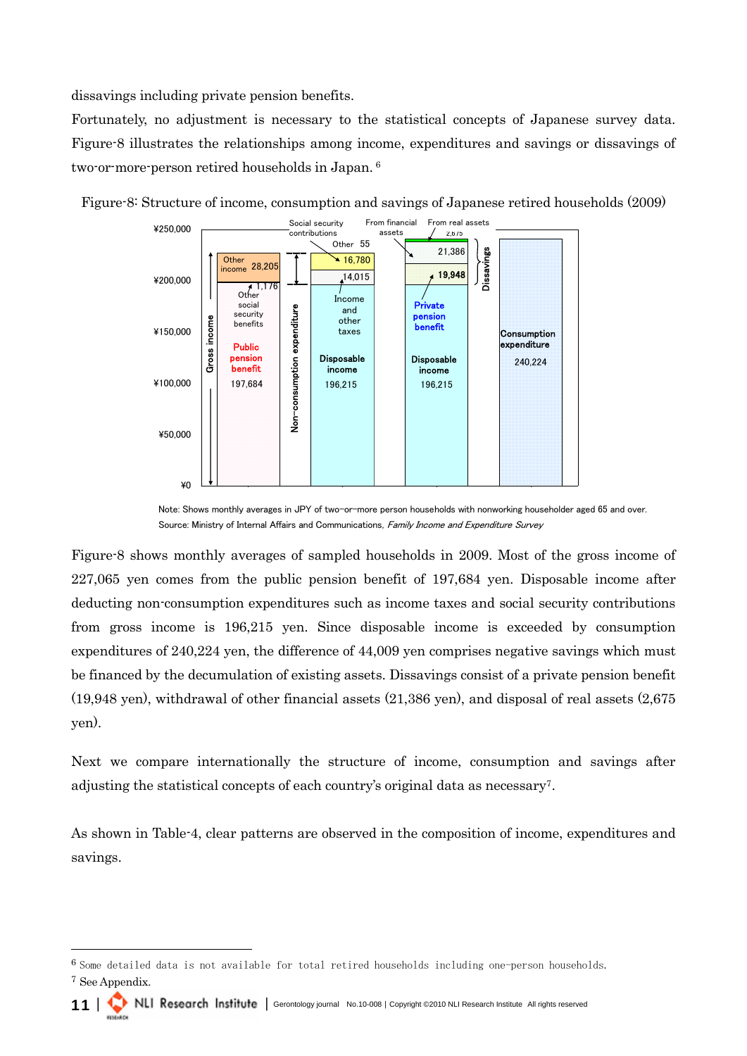dissavings including private pension benefits.

Fortunately, no adjustment is necessary to the statistical concepts of Japanese survey data. Figure-8 illustrates the relationships among income, expenditures and savings or dissavings of two-or-more-person retired households in Japan.[6]

Figure-8: Structure of income, consumption and savings of Japanese retired households (2009)

Note: Shows monthly averages in JPY of two-or-more person households with nonworking householder aged 65 and over.
Source: Ministry of Internal Affairs and Communications, *Family Income and Expenditure Survey*

Figure-8 shows monthly averages of sampled households in 2009. Most of the gross income of 227,065 yen comes from the public pension benefit of 197,684 yen. Disposable income after deducting non-consumption expenditures such as income taxes and social security contributions from gross income is 196,215 yen. Since disposable income is exceeded by consumption expenditures of 240,224 yen, the difference of 44,009 yen comprises negative savings which must be financed by the decumulation of existing assets. Dissavings consist of a private pension benefit (19,948 yen), withdrawal of other financial assets (21,386 yen), and disposal of real assets (2,675 yen).

Next we compare internationally the structure of income, consumption and savings after adjusting the statistical concepts of each country's original data as necessary[7].

As shown in Table-4, clear patterns are observed in the composition of income, expenditures and savings.

[6] Some detailed data is not available for total retired households including one-person households.
[7] See Appendix.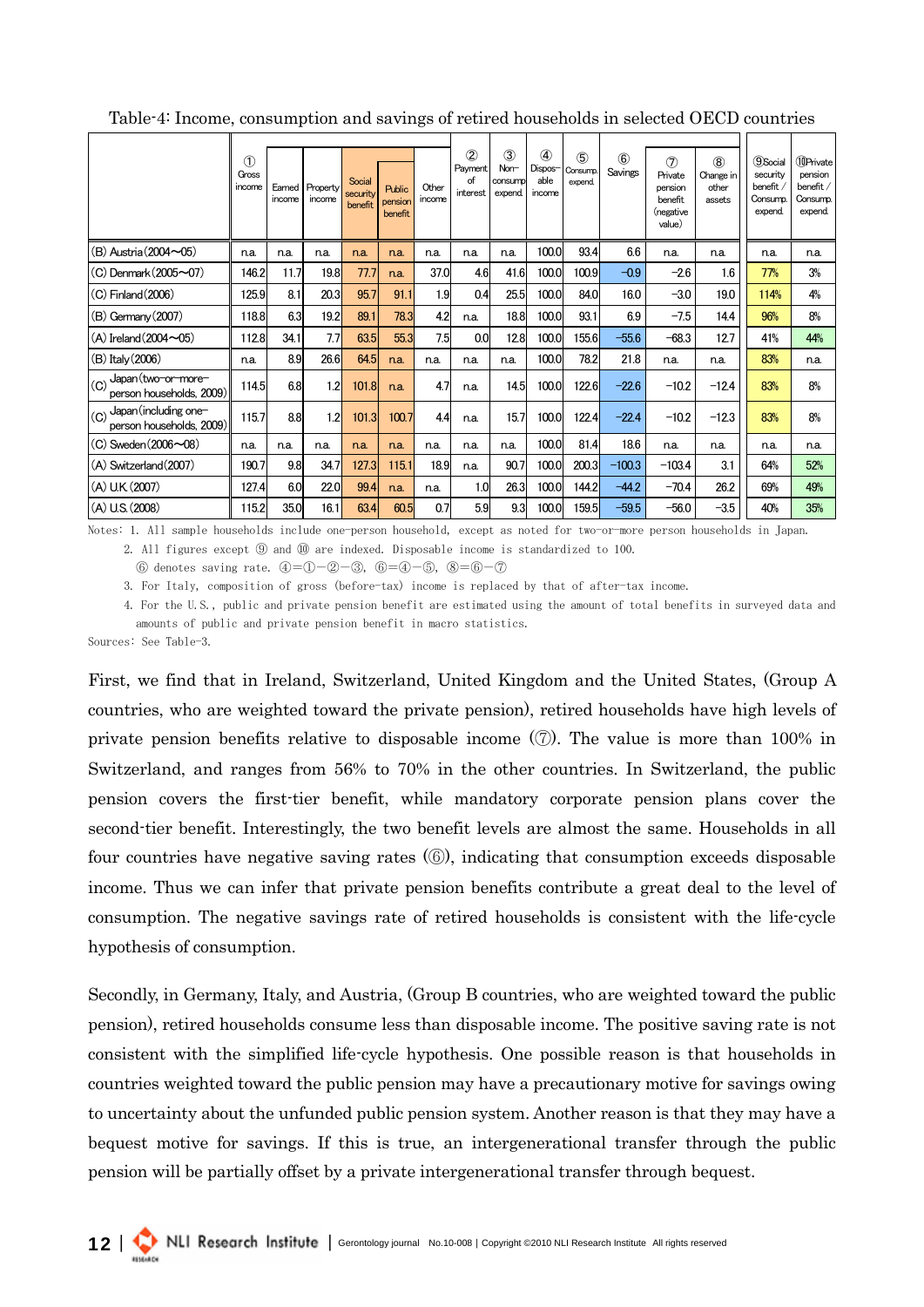Table-4: Income, consumption and savings of retired households in selected OECD countries

| | ① Gross income | Earned income | Property income | Social security benefit | Public pension benefit | Other income | ② Payment of interest | ③ Non-consump expend. | ④ Disposable income | ⑤ Consump. expend. | ⑥ Savings | ⑦ Private pension benefit (negative value) | ⑧ Change in other assets | ⑨Social security benefit / Consump. expend. | ⑩Private pension benefit / Consump. expend. |
|---|---|---|---|---|---|---|---|---|---|---|---|---|---|---|---|
| (B) Austria (2004～05) | n.a. | n.a. | n.a. | n.a. | n.a. | n.a. | n.a. | n.a. | 100.0 | 93.4 | 6.6 | n.a. | n.a. | n.a. | n.a. |
| (C) Denmark (2005～07) | 146.2 | 11.7 | 19.8 | 77.7 | n.a. | 37.0 | 4.6 | 41.6 | 100.0 | 100.9 | −0.9 | −2.6 | 1.6 | 77% | 3% |
| (C) Finland (2006) | 125.9 | 8.1 | 20.3 | 95.7 | 91.1 | 1.9 | 0.4 | 25.5 | 100.0 | 84.0 | 16.0 | −3.0 | 19.0 | 114% | 4% |
| (B) Germany (2007) | 118.8 | 6.3 | 19.2 | 89.1 | 78.3 | 4.2 | n.a. | 18.8 | 100.0 | 93.1 | 6.9 | −7.5 | 14.4 | 96% | 8% |
| (A) Ireland (2004～05) | 112.8 | 34.1 | 7.7 | 63.5 | 55.3 | 7.5 | 0.0 | 12.8 | 100.0 | 155.6 | −55.6 | −68.3 | 12.7 | 41% | 44% |
| (B) Italy (2006) | n.a. | 8.9 | 26.6 | 64.5 | n.a. | n.a. | n.a. | n.a. | 100.0 | 78.2 | 21.8 | n.a. | n.a. | 83% | n.a. |
| (C) Japan (two-or-more-person households, 2009) | 114.5 | 6.8 | 1.2 | 101.8 | n.a. | 4.7 | n.a. | 14.5 | 100.0 | 122.6 | −22.6 | −10.2 | −12.4 | 83% | 8% |
| (C) Japan (including one-person households, 2009) | 115.7 | 8.8 | 1.2 | 101.3 | 100.7 | 4.4 | n.a. | 15.7 | 100.0 | 122.4 | −22.4 | −10.2 | −12.3 | 83% | 8% |
| (C) Sweden (2006～08) | n.a. | n.a. | n.a. | n.a. | n.a. | n.a. | n.a. | n.a. | 100.0 | 81.4 | 18.6 | n.a. | n.a. | n.a. | n.a. |
| (A) Switzerland (2007) | 190.7 | 9.8 | 34.7 | 127.3 | 115.1 | 18.9 | n.a. | 90.7 | 100.0 | 200.3 | −100.3 | −103.4 | 3.1 | 64% | 52% |
| (A) U.K. (2007) | 127.4 | 6.0 | 22.0 | 99.4 | n.a. | n.a. | 1.0 | 26.3 | 100.0 | 144.2 | −44.2 | −70.4 | 26.2 | 69% | 49% |
| (A) U.S. (2008) | 115.2 | 35.0 | 16.1 | 63.4 | 60.5 | 0.7 | 5.9 | 9.3 | 100.0 | 159.5 | −59.5 | −56.0 | −3.5 | 40% | 35% |

Notes: 1. All sample households include one-person household, except as noted for two-or-more person households in Japan.

2. All figures except ⑨ and ⑩ are indexed. Disposable income is standardized to 100.
⑥ denotes saving rate. ④=①−②−③, ⑥=④−⑤, ⑧=⑥−⑦

3. For Italy, composition of gross (before-tax) income is replaced by that of after-tax income.

4. For the U.S., public and private pension benefit are estimated using the amount of total benefits in surveyed data and amounts of public and private pension benefit in macro statistics.

Sources: See Table-3.

First, we find that in Ireland, Switzerland, United Kingdom and the United States, (Group A countries, who are weighted toward the private pension), retired households have high levels of private pension benefits relative to disposable income (⑦). The value is more than 100% in Switzerland, and ranges from 56% to 70% in the other countries. In Switzerland, the public pension covers the first-tier benefit, while mandatory corporate pension plans cover the second-tier benefit. Interestingly, the two benefit levels are almost the same. Households in all four countries have negative saving rates (⑥), indicating that consumption exceeds disposable income. Thus we can infer that private pension benefits contribute a great deal to the level of consumption. The negative savings rate of retired households is consistent with the life-cycle hypothesis of consumption.

Secondly, in Germany, Italy, and Austria, (Group B countries, who are weighted toward the public pension), retired households consume less than disposable income. The positive saving rate is not consistent with the simplified life-cycle hypothesis. One possible reason is that households in countries weighted toward the public pension may have a precautionary motive for savings owing to uncertainty about the unfunded public pension system. Another reason is that they may have a bequest motive for savings. If this is true, an intergenerational transfer through the public pension will be partially offset by a private intergenerational transfer through bequest.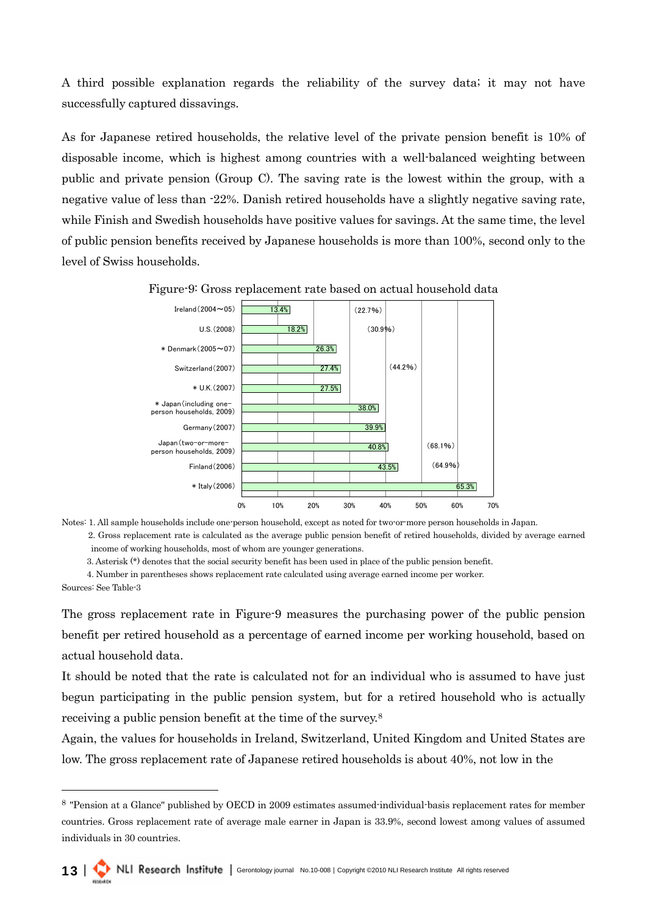A third possible explanation regards the reliability of the survey data; it may not have successfully captured dissavings.

As for Japanese retired households, the relative level of the private pension benefit is 10% of disposable income, which is highest among countries with a well-balanced weighting between public and private pension (Group C). The saving rate is the lowest within the group, with a negative value of less than -22%. Danish retired households have a slightly negative saving rate, while Finish and Swedish households have positive values for savings. At the same time, the level of public pension benefits received by Japanese households is more than 100%, second only to the level of Swiss households.

Figure-9: Gross replacement rate based on actual household data

| Country | Gross replacement rate | (Rate using average earned income per worker) |
|---|---|---|
| Ireland (2004～05) | 13.4% | (22.7%) |
| U.S. (2008) | 18.2% | (30.9%) |
| * Denmark (2005～07) | 26.3% | |
| Switzerland (2007) | 27.4% | (44.2%) |
| * U.K. (2007) | 27.5% | |
| * Japan (including one-person households, 2009) | 38.0% | |
| Germany (2007) | 39.9% | |
| Japan (two-or-more-person households, 2009) | 40.8% | (68.1%) |
| Finland (2006) | 43.5% | (64.9%) |
| * Italy (2006) | 65.3% | |

Notes: 1. All sample households include one-person household, except as noted for two-or-more person households in Japan.

2. Gross replacement rate is calculated as the average public pension benefit of retired households, divided by average earned income of working households, most of whom are younger generations.

3. Asterisk (*) denotes that the social security benefit has been used in place of the public pension benefit.

4. Number in parentheses shows replacement rate calculated using average earned income per worker.

Sources: See Table-3

The gross replacement rate in Figure-9 measures the purchasing power of the public pension benefit per retired household as a percentage of earned income per working household, based on actual household data.

It should be noted that the rate is calculated not for an individual who is assumed to have just begun participating in the public pension system, but for a retired household who is actually receiving a public pension benefit at the time of the survey.[8]

Again, the values for households in Ireland, Switzerland, United Kingdom and United States are low. The gross replacement rate of Japanese retired households is about 40%, not low in the

---

[8] "Pension at a Glance" published by OECD in 2009 estimates assumed-individual-basis replacement rates for member countries. Gross replacement rate of average male earner in Japan is 33.9%, second lowest among values of assumed individuals in 30 countries.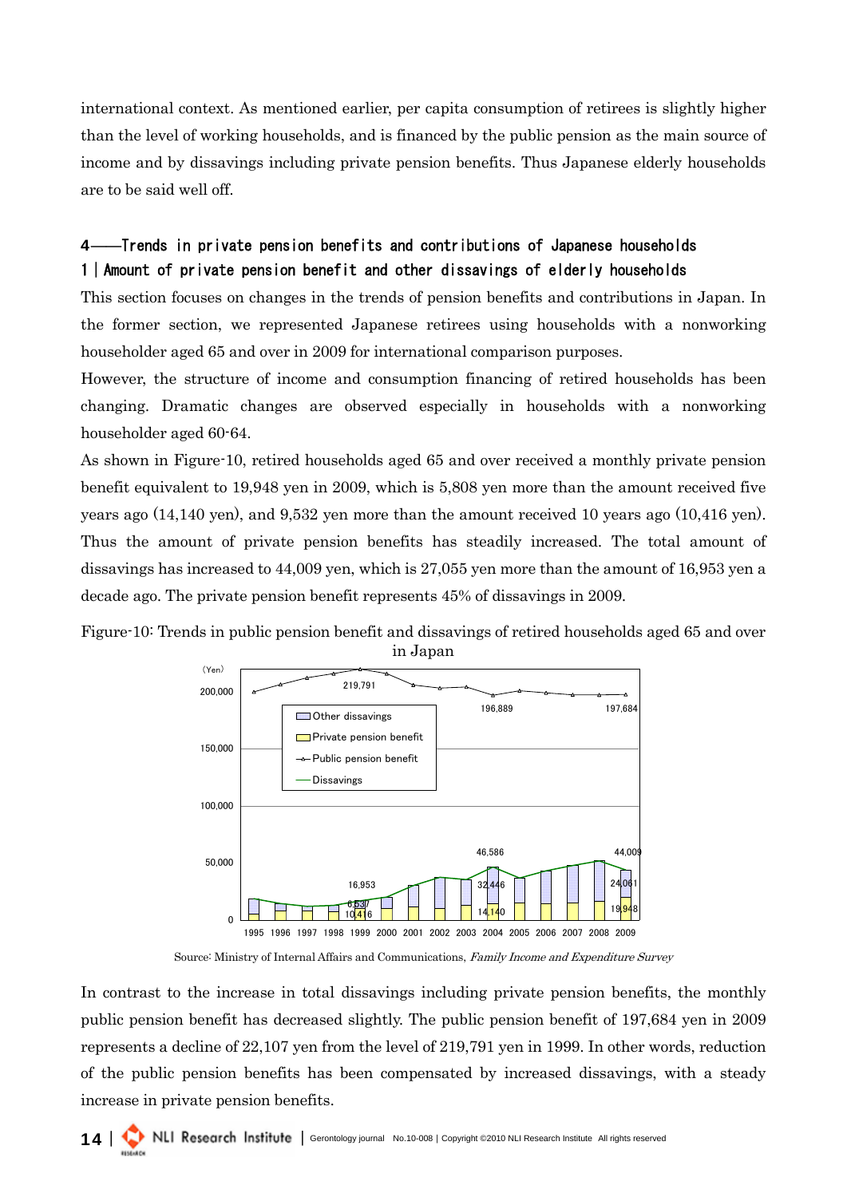international context. As mentioned earlier, per capita consumption of retirees is slightly higher than the level of working households, and is financed by the public pension as the main source of income and by dissavings including private pension benefits. Thus Japanese elderly households are to be said well off.

## 4――Trends in private pension benefits and contributions of Japanese households

### 1｜Amount of private pension benefit and other dissavings of elderly households

This section focuses on changes in the trends of pension benefits and contributions in Japan. In the former section, we represented Japanese retirees using households with a nonworking householder aged 65 and over in 2009 for international comparison purposes.

However, the structure of income and consumption financing of retired households has been changing. Dramatic changes are observed especially in households with a nonworking householder aged 60-64.

As shown in Figure-10, retired households aged 65 and over received a monthly private pension benefit equivalent to 19,948 yen in 2009, which is 5,808 yen more than the amount received five years ago (14,140 yen), and 9,532 yen more than the amount received 10 years ago (10,416 yen). Thus the amount of private pension benefits has steadily increased. The total amount of dissavings has increased to 44,009 yen, which is 27,055 yen more than the amount of 16,953 yen a decade ago. The private pension benefit represents 45% of dissavings in 2009.

Figure-10: Trends in public pension benefit and dissavings of retired households aged 65 and over in Japan

Source: Ministry of Internal Affairs and Communications, *Family Income and Expenditure Survey*

In contrast to the increase in total dissavings including private pension benefits, the monthly public pension benefit has decreased slightly. The public pension benefit of 197,684 yen in 2009 represents a decline of 22,107 yen from the level of 219,791 yen in 1999. In other words, reduction of the public pension benefits has been compensated by increased dissavings, with a steady increase in private pension benefits.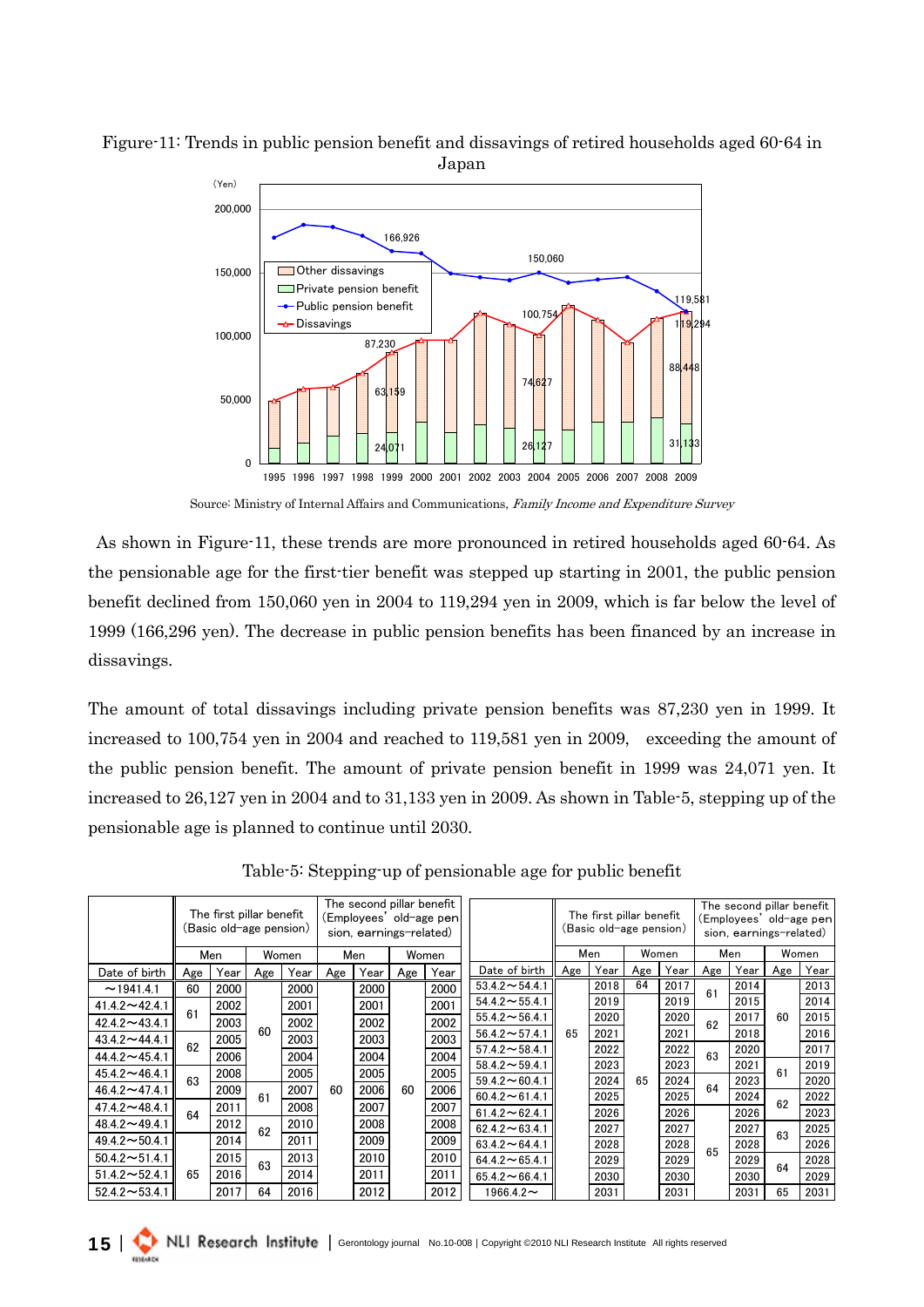Figure-11: Trends in public pension benefit and dissavings of retired households aged 60-64 in Japan

Source: Ministry of Internal Affairs and Communications, *Family Income and Expenditure Survey*

As shown in Figure-11, these trends are more pronounced in retired households aged 60-64. As the pensionable age for the first-tier benefit was stepped up starting in 2001, the public pension benefit declined from 150,060 yen in 2004 to 119,294 yen in 2009, which is far below the level of 1999 (166,296 yen). The decrease in public pension benefits has been financed by an increase in dissavings.

The amount of total dissavings including private pension benefits was 87,230 yen in 1999. It increased to 100,754 yen in 2004 and reached to 119,581 yen in 2009, exceeding the amount of the public pension benefit. The amount of private pension benefit in 1999 was 24,071 yen. It increased to 26,127 yen in 2004 and to 31,133 yen in 2009. As shown in Table-5, stepping up of the pensionable age is planned to continue until 2030.

Table-5: Stepping-up of pensionable age for public benefit

| | The first pillar benefit (Basic old-age pension) | | | | The second pillar benefit (Employees' old-age pension, earnings-related) | | | |
|---|---|---|---|---|---|---|---|---|
| | Men | | Women | | Men | | Women | |
| Date of birth | Age | Year | Age | Year | Age | Year | Age | Year |
| ~1941.4.1 | 60 | 2000 | 60 | 2000 | 60 | 2000 | 60 | 2000 |
| 41.4.2~42.4.1 | 61 | 2002 | 60 | 2001 | 60 | 2001 | 60 | 2001 |
| 42.4.2~43.4.1 | 61 | 2003 | 60 | 2002 | 60 | 2002 | 60 | 2002 |
| 43.4.2~44.4.1 | 62 | 2005 | 60 | 2003 | 60 | 2003 | 60 | 2003 |
| 44.4.2~45.4.1 | 62 | 2006 | 60 | 2004 | 60 | 2004 | 60 | 2004 |
| 45.4.2~46.4.1 | 63 | 2008 | 60 | 2005 | 60 | 2005 | 60 | 2005 |
| 46.4.2~47.4.1 | 63 | 2009 | 61 | 2007 | 60 | 2006 | 60 | 2006 |
| 47.4.2~48.4.1 | 64 | 2011 | 61 | 2008 | 60 | 2007 | 60 | 2007 |
| 48.4.2~49.4.1 | 64 | 2012 | 62 | 2010 | 60 | 2008 | 60 | 2008 |
| 49.4.2~50.4.1 | 65 | 2014 | 62 | 2011 | 60 | 2009 | 60 | 2009 |
| 50.4.2~51.4.1 | 65 | 2015 | 63 | 2013 | 60 | 2010 | 60 | 2010 |
| 51.4.2~52.4.1 | 65 | 2016 | 63 | 2014 | 60 | 2011 | 60 | 2011 |
| 52.4.2~53.4.1 | 65 | 2017 | 64 | 2016 | 60 | 2012 | 60 | 2012 |
| 53.4.2~54.4.1 | 65 | 2018 | 64 | 2017 | 61 | 2014 | 60 | 2013 |
| 54.4.2~55.4.1 | 65 | 2019 | 65 | 2019 | 61 | 2015 | 60 | 2014 |
| 55.4.2~56.4.1 | 65 | 2020 | 65 | 2020 | 62 | 2017 | 60 | 2015 |
| 56.4.2~57.4.1 | 65 | 2021 | 65 | 2021 | 62 | 2018 | 60 | 2016 |
| 57.4.2~58.4.1 | 65 | 2022 | 65 | 2022 | 63 | 2020 | 61 | 2017 |
| 58.4.2~59.4.1 | 65 | 2023 | 65 | 2023 | 63 | 2021 | 61 | 2019 |
| 59.4.2~60.4.1 | 65 | 2024 | 65 | 2024 | 64 | 2023 | 61 | 2020 |
| 60.4.2~61.4.1 | 65 | 2025 | 65 | 2025 | 64 | 2024 | 62 | 2022 |
| 61.4.2~62.4.1 | 65 | 2026 | 65 | 2026 | 65 | 2026 | 62 | 2023 |
| 62.4.2~63.4.1 | 65 | 2027 | 65 | 2027 | 65 | 2027 | 63 | 2025 |
| 63.4.2~64.4.1 | 65 | 2028 | 65 | 2028 | 65 | 2028 | 63 | 2026 |
| 64.4.2~65.4.1 | 65 | 2029 | 65 | 2029 | 65 | 2029 | 64 | 2028 |
| 65.4.2~66.4.1 | 65 | 2030 | 65 | 2030 | 65 | 2030 | 64 | 2029 |
| 1966.4.2~ | 65 | 2031 | 65 | 2031 | 65 | 2031 | 65 | 2031 |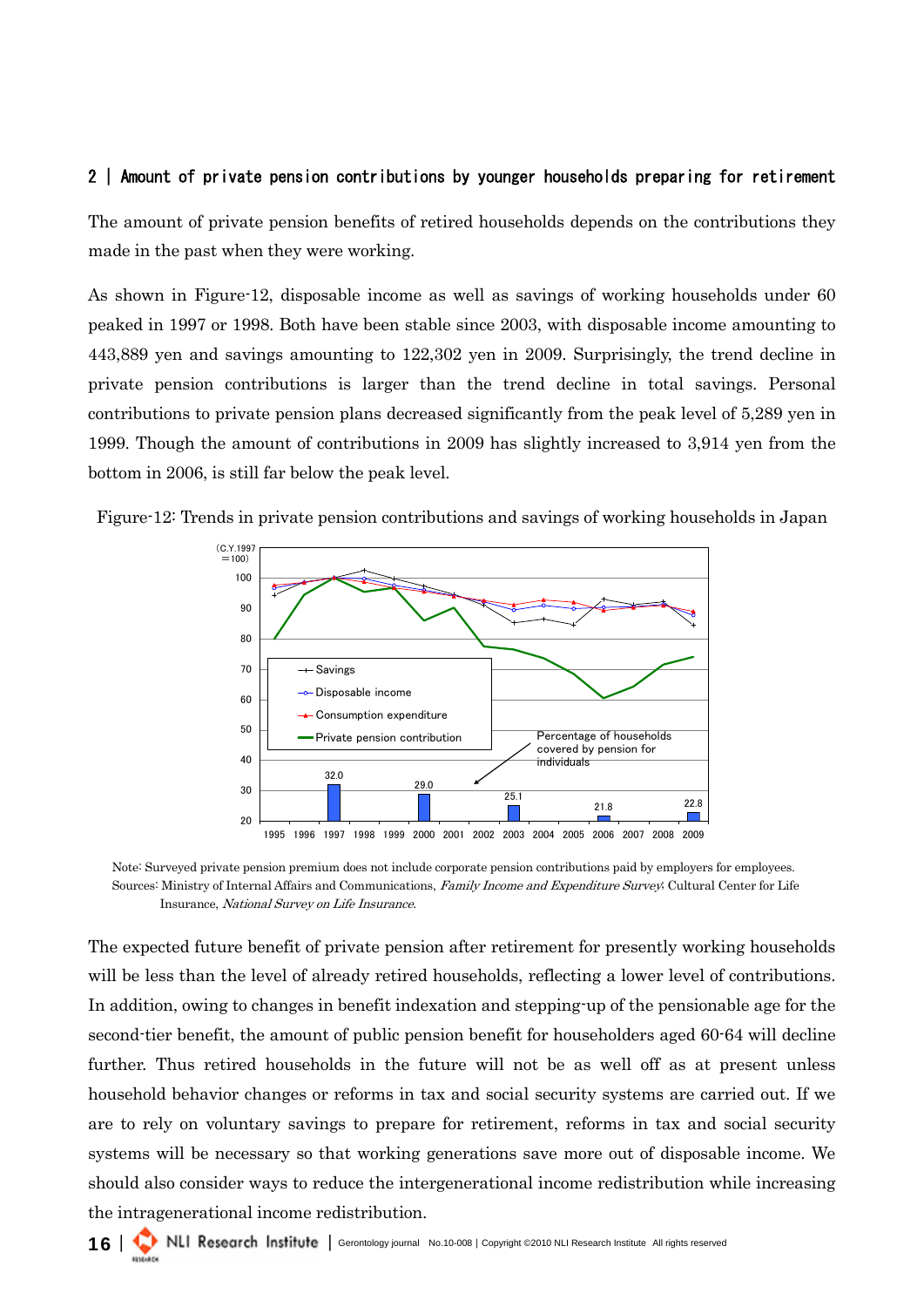## 2 | Amount of private pension contributions by younger households preparing for retirement

The amount of private pension benefits of retired households depends on the contributions they made in the past when they were working.

As shown in Figure-12, disposable income as well as savings of working households under 60 peaked in 1997 or 1998. Both have been stable since 2003, with disposable income amounting to 443,889 yen and savings amounting to 122,302 yen in 2009. Surprisingly, the trend decline in private pension contributions is larger than the trend decline in total savings. Personal contributions to private pension plans decreased significantly from the peak level of 5,289 yen in 1999. Though the amount of contributions in 2009 has slightly increased to 3,914 yen from the bottom in 2006, is still far below the peak level.

Figure-12: Trends in private pension contributions and savings of working households in Japan

Note: Surveyed private pension premium does not include corporate pension contributions paid by employers for employees.
Sources: Ministry of Internal Affairs and Communications, *Family Income and Expenditure Survey*; Cultural Center for Life Insurance, *National Survey on Life Insurance*.

The expected future benefit of private pension after retirement for presently working households will be less than the level of already retired households, reflecting a lower level of contributions. In addition, owing to changes in benefit indexation and stepping-up of the pensionable age for the second-tier benefit, the amount of public pension benefit for householders aged 60-64 will decline further. Thus retired households in the future will not be as well off as at present unless household behavior changes or reforms in tax and social security systems are carried out. If we are to rely on voluntary savings to prepare for retirement, reforms in tax and social security systems will be necessary so that working generations save more out of disposable income. We should also consider ways to reduce the intergenerational income redistribution while increasing the intragenerational income redistribution.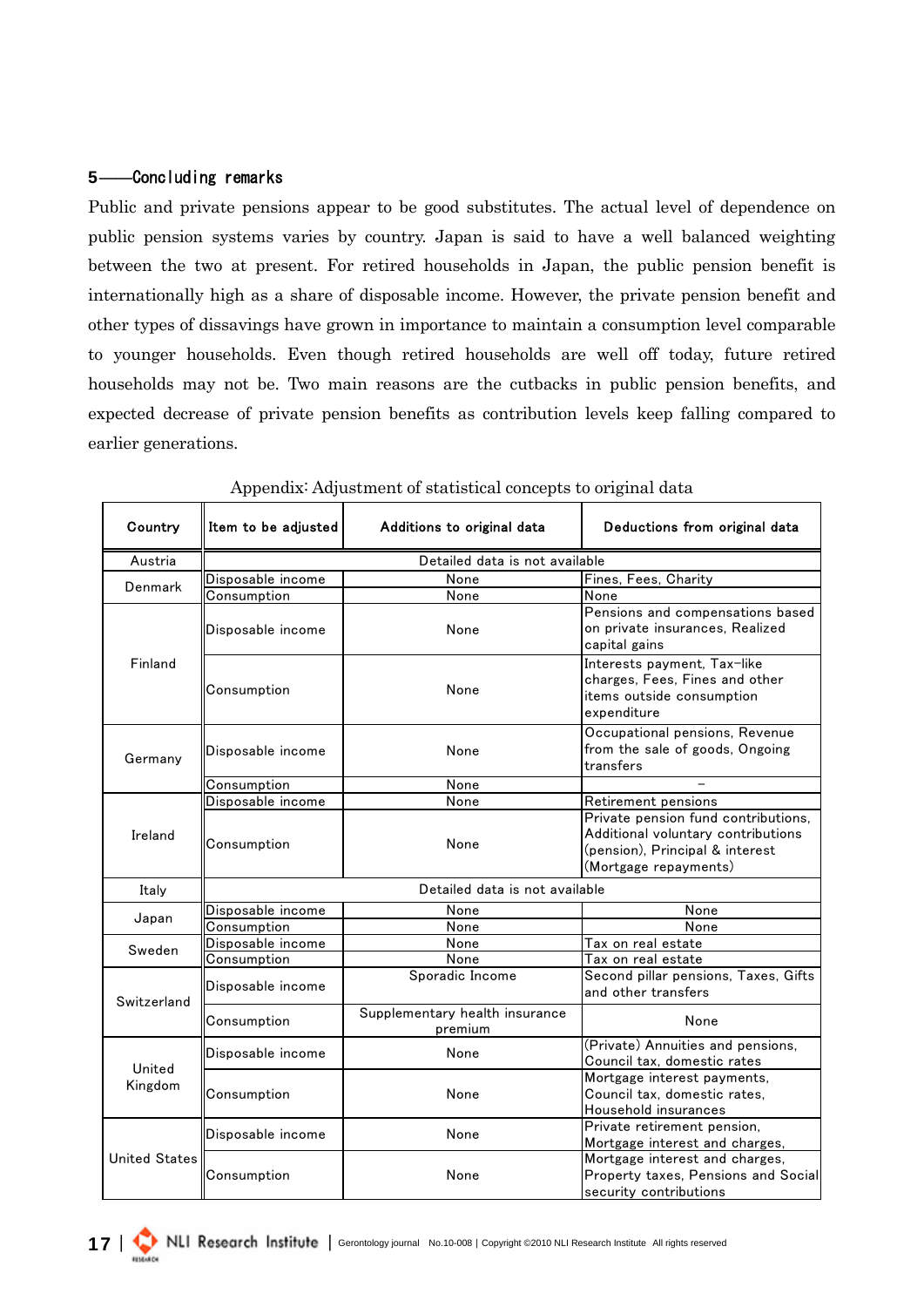## 5——Concluding remarks

Public and private pensions appear to be good substitutes. The actual level of dependence on public pension systems varies by country. Japan is said to have a well balanced weighting between the two at present. For retired households in Japan, the public pension benefit is internationally high as a share of disposable income. However, the private pension benefit and other types of dissavings have grown in importance to maintain a consumption level comparable to younger households. Even though retired households are well off today, future retired households may not be. Two main reasons are the cutbacks in public pension benefits, and expected decrease of private pension benefits as contribution levels keep falling compared to earlier generations.

Appendix: Adjustment of statistical concepts to original data

| Country | Item to be adjusted | Additions to original data | Deductions from original data |
|---|---|---|---|
| Austria | Detailed data is not available | | |
| Denmark | Disposable income | None | Fines, Fees, Charity |
| | Consumption | None | None |
| Finland | Disposable income | None | Pensions and compensations based on private insurances, Realized capital gains |
| | Consumption | None | Interests payment, Tax-like charges, Fees, Fines and other items outside consumption expenditure |
| Germany | Disposable income | None | Occupational pensions, Revenue from the sale of goods, Ongoing transfers |
| | Consumption | None | – |
| Ireland | Disposable income | None | Retirement pensions |
| | Consumption | None | Private pension fund contributions, Additional voluntary contributions (pension), Principal & interest (Mortgage repayments) |
| Italy | Detailed data is not available | | |
| Japan | Disposable income | None | None |
| | Consumption | None | None |
| Sweden | Disposable income | None | Tax on real estate |
| | Consumption | None | Tax on real estate |
| Switzerland | Disposable income | Sporadic Income | Second pillar pensions, Taxes, Gifts and other transfers |
| | Consumption | Supplementary health insurance premium | None |
| United Kingdom | Disposable income | None | (Private) Annuities and pensions, Council tax, domestic rates |
| | Consumption | None | Mortgage interest payments, Council tax, domestic rates, Household insurances |
| United States | Disposable income | None | Private retirement pension, Mortgage interest and charges, |
| | Consumption | None | Mortgage interest and charges, Property taxes, Pensions and Social security contributions |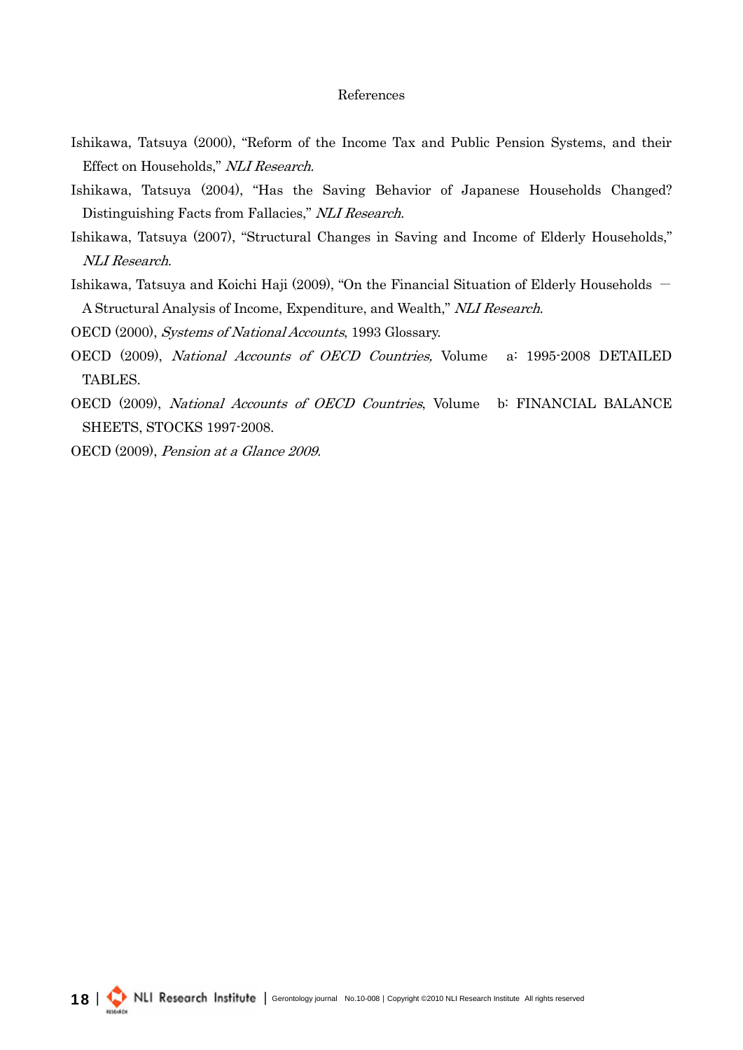# References

Ishikawa, Tatsuya (2000), "Reform of the Income Tax and Public Pension Systems, and their Effect on Households," *NLI Research*.

Ishikawa, Tatsuya (2004), "Has the Saving Behavior of Japanese Households Changed? Distinguishing Facts from Fallacies," *NLI Research*.

Ishikawa, Tatsuya (2007), "Structural Changes in Saving and Income of Elderly Households," *NLI Research*.

Ishikawa, Tatsuya and Koichi Haji (2009), "On the Financial Situation of Elderly Households － A Structural Analysis of Income, Expenditure, and Wealth," *NLI Research*.

OECD (2000), *Systems of National Accounts*, 1993 Glossary.

OECD (2009), *National Accounts of OECD Countries,* Volume a: 1995-2008 DETAILED TABLES.

OECD (2009), *National Accounts of OECD Countries*, Volume b: FINANCIAL BALANCE SHEETS, STOCKS 1997-2008.

OECD (2009), *Pension at a Glance 2009.*